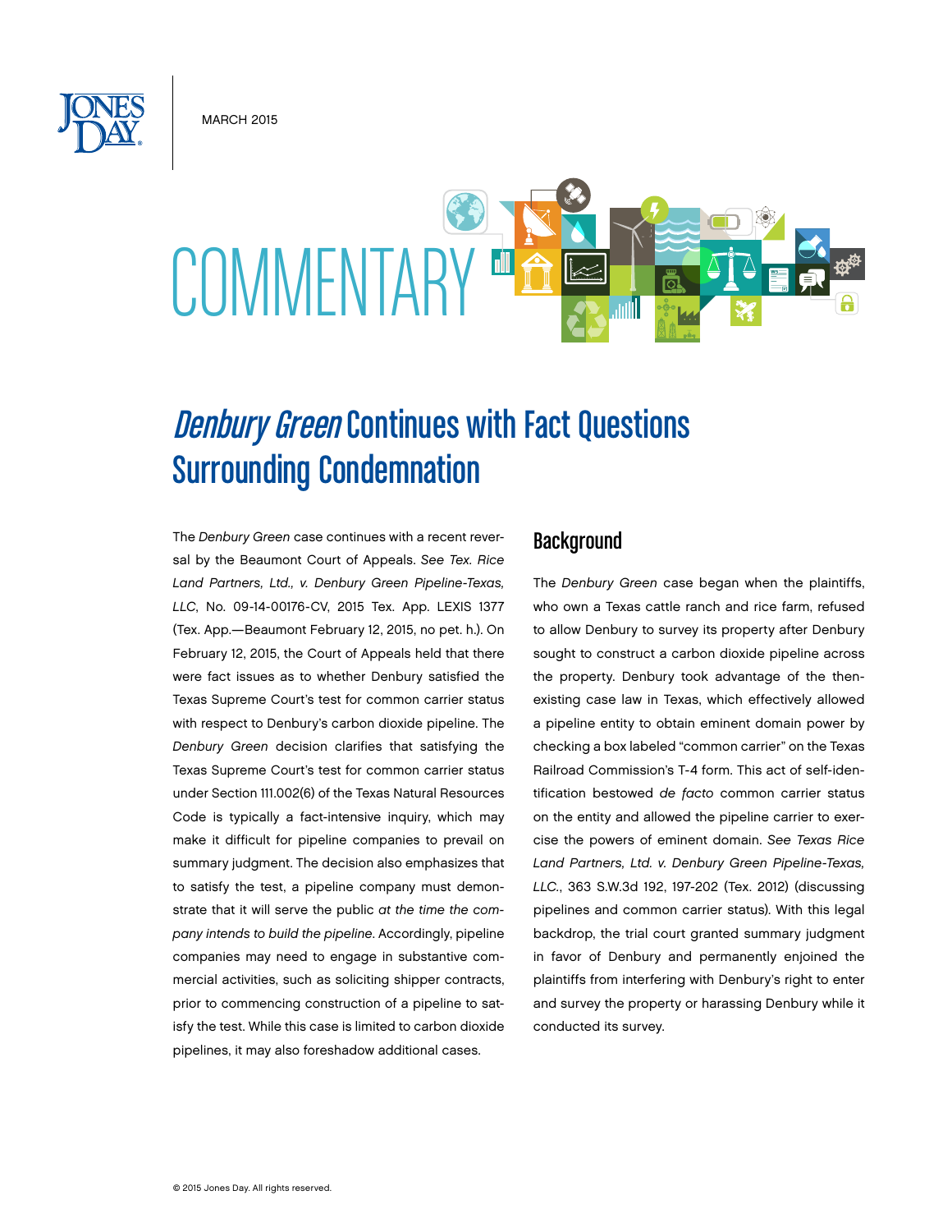MARCH 2015

# COMMENTARY

# *Denbury Green* Continues with Fact Questions Surrounding Condemnation

The *Denbury Green* case continues with a recent reversal by the Beaumont Court of Appeals. *See Tex. Rice Land Partners, Ltd., v. Denbury Green Pipeline-Texas, LLC*, No. 09-14-00176-CV, 2015 Tex. App. LEXIS 1377 (Tex. App.—Beaumont February 12, 2015, no pet. h.). On February 12, 2015, the Court of Appeals held that there were fact issues as to whether Denbury satisfied the Texas Supreme Court's test for common carrier status with respect to Denbury's carbon dioxide pipeline. The *Denbury Green* decision clarifies that satisfying the Texas Supreme Court's test for common carrier status under Section 111.002(6) of the Texas Natural Resources Code is typically a fact-intensive inquiry, which may make it difficult for pipeline companies to prevail on summary judgment. The decision also emphasizes that to satisfy the test, a pipeline company must demonstrate that it will serve the public *at the time the company intends to build the pipeline*. Accordingly, pipeline companies may need to engage in substantive commercial activities, such as soliciting shipper contracts, prior to commencing construction of a pipeline to satisfy the test. While this case is limited to carbon dioxide pipelines, it may also foreshadow additional cases.

## Background

The *Denbury Green* case began when the plaintiffs, who own a Texas cattle ranch and rice farm, refused to allow Denbury to survey its property after Denbury sought to construct a carbon dioxide pipeline across the property. Denbury took advantage of the then-existing case law in Texas, which effectively allowed a pipeline entity to obtain eminent domain power by checking a box labeled "common carrier" on the Texas Railroad Commission's T-4 form. This act of self-identification bestowed *de facto* common carrier status on the entity and allowed the pipeline carrier to exercise the powers of eminent domain. *See Texas Rice Land Partners, Ltd. v. Denbury Green Pipeline-Texas, LLC.*, 363 S.W.3d 192, 197-202 (Tex. 2012) (discussing pipelines and common carrier status). With this legal backdrop, the trial court granted summary judgment in favor of Denbury and permanently enjoined the plaintiffs from interfering with Denbury's right to enter and survey the property or harassing Denbury while it conducted its survey.

© 2015 Jones Day. All rights reserved.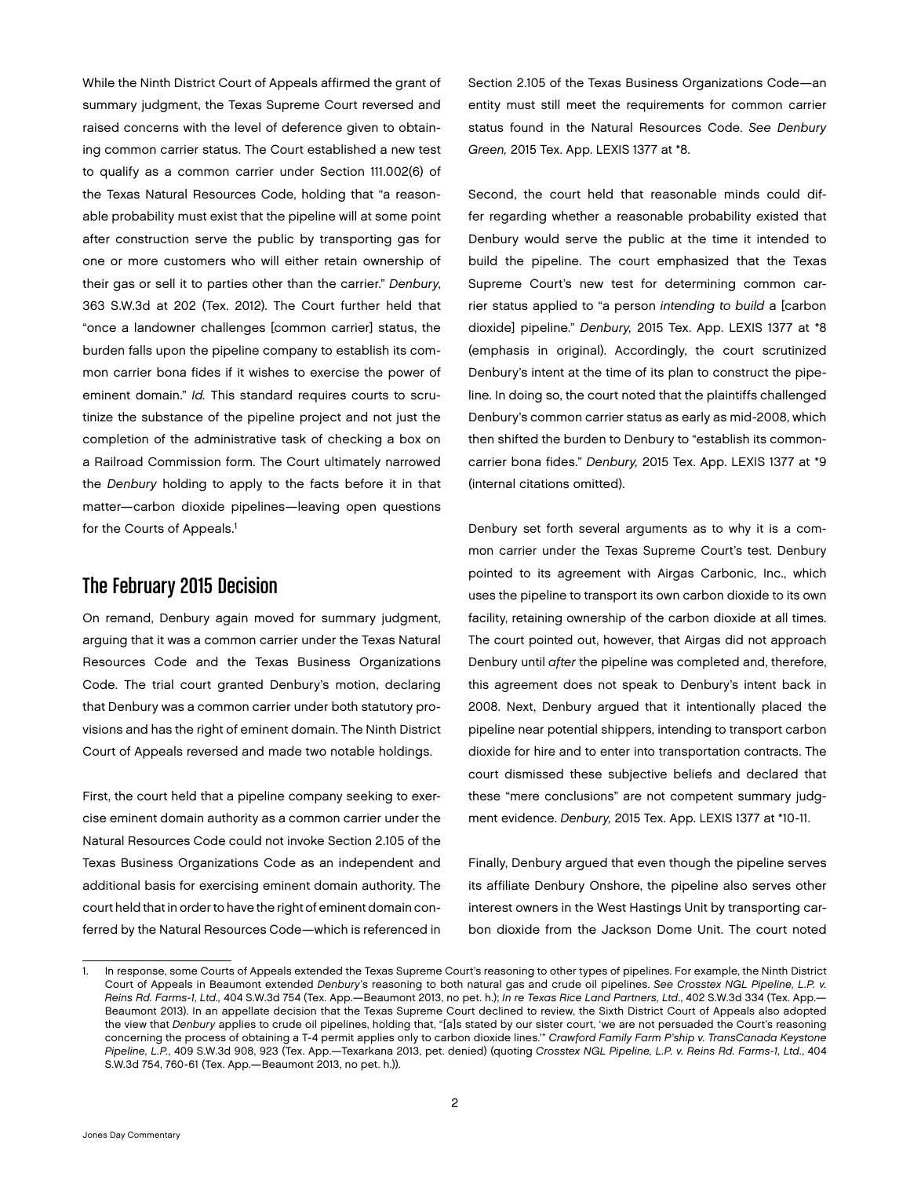While the Ninth District Court of Appeals affirmed the grant of summary judgment, the Texas Supreme Court reversed and raised concerns with the level of deference given to obtaining common carrier status. The Court established a new test to qualify as a common carrier under Section 111.002(6) of the Texas Natural Resources Code, holding that "a reasonable probability must exist that the pipeline will at some point after construction serve the public by transporting gas for one or more customers who will either retain ownership of their gas or sell it to parties other than the carrier." *Denbury*, 363 S.W.3d at 202 (Tex. 2012). The Court further held that "once a landowner challenges [common carrier] status, the burden falls upon the pipeline company to establish its common carrier bona fides if it wishes to exercise the power of eminent domain." *Id.* This standard requires courts to scrutinize the substance of the pipeline project and not just the completion of the administrative task of checking a box on a Railroad Commission form. The Court ultimately narrowed the *Denbury* holding to apply to the facts before it in that matter—carbon dioxide pipelines—leaving open questions for the Courts of Appeals.[1]

## The February 2015 Decision

On remand, Denbury again moved for summary judgment, arguing that it was a common carrier under the Texas Natural Resources Code and the Texas Business Organizations Code. The trial court granted Denbury's motion, declaring that Denbury was a common carrier under both statutory provisions and has the right of eminent domain. The Ninth District Court of Appeals reversed and made two notable holdings.

First, the court held that a pipeline company seeking to exercise eminent domain authority as a common carrier under the Natural Resources Code could not invoke Section 2.105 of the Texas Business Organizations Code as an independent and additional basis for exercising eminent domain authority. The court held that in order to have the right of eminent domain conferred by the Natural Resources Code—which is referenced in Section 2.105 of the Texas Business Organizations Code—an entity must still meet the requirements for common carrier status found in the Natural Resources Code. *See Denbury Green,* 2015 Tex. App. LEXIS 1377 at *8.

Second, the court held that reasonable minds could differ regarding whether a reasonable probability existed that Denbury would serve the public at the time it intended to build the pipeline. The court emphasized that the Texas Supreme Court's new test for determining common carrier status applied to "a person *intending to build* a [carbon dioxide] pipeline." *Denbury,* 2015 Tex. App. LEXIS 1377 at *8 (emphasis in original). Accordingly, the court scrutinized Denbury's intent at the time of its plan to construct the pipeline. In doing so, the court noted that the plaintiffs challenged Denbury's common carrier status as early as mid-2008, which then shifted the burden to Denbury to "establish its common-carrier bona fides." *Denbury,* 2015 Tex. App. LEXIS 1377 at *9 (internal citations omitted).

Denbury set forth several arguments as to why it is a common carrier under the Texas Supreme Court's test. Denbury pointed to its agreement with Airgas Carbonic, Inc., which uses the pipeline to transport its own carbon dioxide to its own facility, retaining ownership of the carbon dioxide at all times. The court pointed out, however, that Airgas did not approach Denbury until *after* the pipeline was completed and, therefore, this agreement does not speak to Denbury's intent back in 2008. Next, Denbury argued that it intentionally placed the pipeline near potential shippers, intending to transport carbon dioxide for hire and to enter into transportation contracts. The court dismissed these subjective beliefs and declared that these "mere conclusions" are not competent summary judgment evidence. *Denbury,* 2015 Tex. App. LEXIS 1377 at *10-11.

Finally, Denbury argued that even though the pipeline serves its affiliate Denbury Onshore, the pipeline also serves other interest owners in the West Hastings Unit by transporting carbon dioxide from the Jackson Dome Unit. The court noted

---

1. In response, some Courts of Appeals extended the Texas Supreme Court's reasoning to other types of pipelines. For example, the Ninth District Court of Appeals in Beaumont extended *Denbury*'s reasoning to both natural gas and crude oil pipelines. *See Crosstex NGL Pipeline, L.P. v. Reins Rd. Farms-1, Ltd.,* 404 S.W.3d 754 (Tex. App.—Beaumont 2013, no pet. h.); *In re Texas Rice Land Partners, Ltd*., 402 S.W.3d 334 (Tex. App.—Beaumont 2013). In an appellate decision that the Texas Supreme Court declined to review, the Sixth District Court of Appeals also adopted the view that *Denbury* applies to crude oil pipelines, holding that, "[a]s stated by our sister court, 'we are not persuaded the Court's reasoning concerning the process of obtaining a T-4 permit applies only to carbon dioxide lines.'" *Crawford Family Farm P'ship v. TransCanada Keystone Pipeline, L.P.*, 409 S.W.3d 908, 923 (Tex. App.—Texarkana 2013, pet. denied) (quoting *Crosstex NGL Pipeline, L.P. v. Reins Rd. Farms-1, Ltd.*, 404 S.W.3d 754, 760-61 (Tex. App.—Beaumont 2013, no pet. h.)).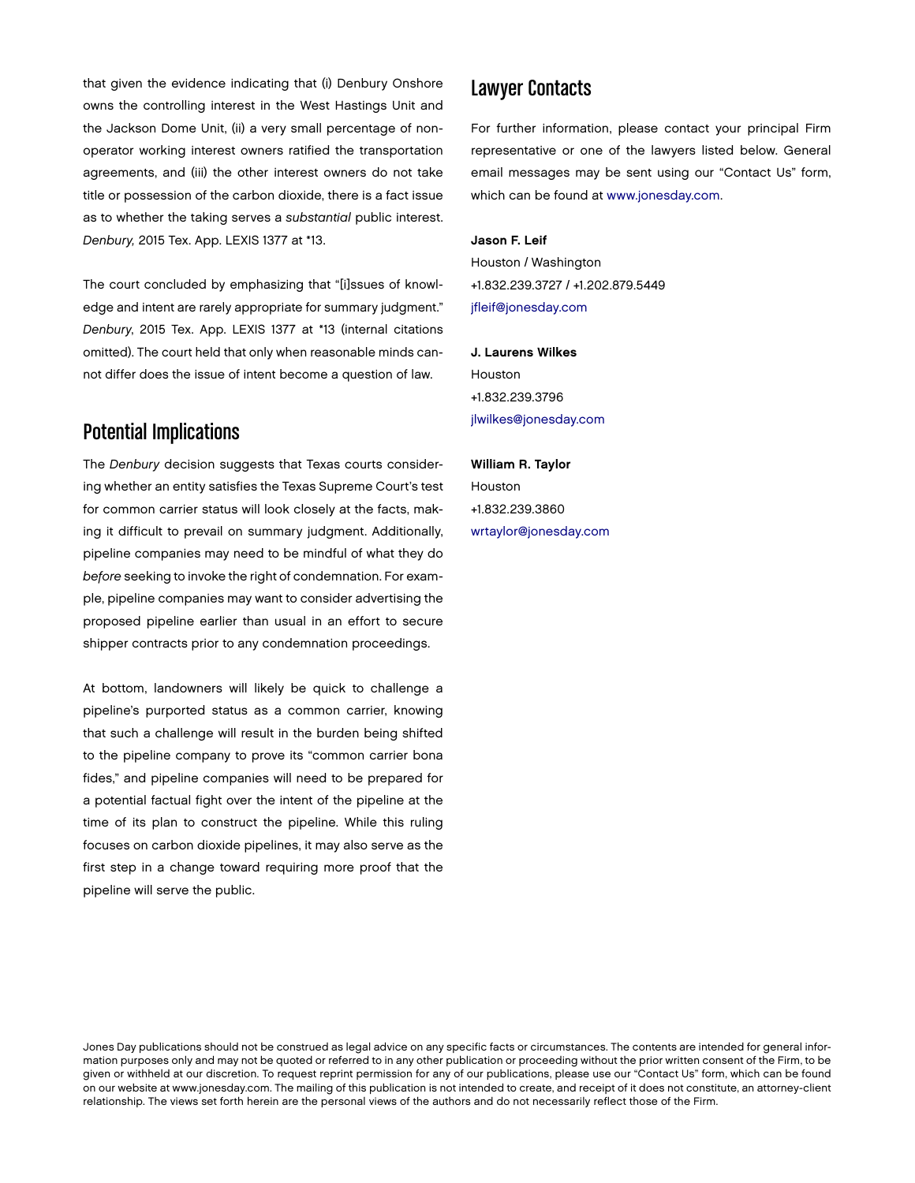that given the evidence indicating that (i) Denbury Onshore owns the controlling interest in the West Hastings Unit and the Jackson Dome Unit, (ii) a very small percentage of non-operator working interest owners ratified the transportation agreements, and (iii) the other interest owners do not take title or possession of the carbon dioxide, there is a fact issue as to whether the taking serves a *substantial* public interest. *Denbury,* 2015 Tex. App. LEXIS 1377 at *13.

The court concluded by emphasizing that "[i]ssues of knowledge and intent are rarely appropriate for summary judgment." *Denbury*, 2015 Tex. App. LEXIS 1377 at *13 (internal citations omitted). The court held that only when reasonable minds cannot differ does the issue of intent become a question of law.

## Potential Implications

The *Denbury* decision suggests that Texas courts considering whether an entity satisfies the Texas Supreme Court's test for common carrier status will look closely at the facts, making it difficult to prevail on summary judgment. Additionally, pipeline companies may need to be mindful of what they do *before* seeking to invoke the right of condemnation. For example, pipeline companies may want to consider advertising the proposed pipeline earlier than usual in an effort to secure shipper contracts prior to any condemnation proceedings.

At bottom, landowners will likely be quick to challenge a pipeline's purported status as a common carrier, knowing that such a challenge will result in the burden being shifted to the pipeline company to prove its "common carrier bona fides," and pipeline companies will need to be prepared for a potential factual fight over the intent of the pipeline at the time of its plan to construct the pipeline. While this ruling focuses on carbon dioxide pipelines, it may also serve as the first step in a change toward requiring more proof that the pipeline will serve the public.

## Lawyer Contacts

For further information, please contact your principal Firm representative or one of the lawyers listed below. General email messages may be sent using our "Contact Us" form, which can be found at www.jonesday.com.

**Jason F. Leif**
Houston / Washington
+1.832.239.3727 / +1.202.879.5449
jfleif@jonesday.com

**J. Laurens Wilkes**
Houston
+1.832.239.3796
jlwilkes@jonesday.com

**William R. Taylor**
Houston
+1.832.239.3860
wrtaylor@jonesday.com

Jones Day publications should not be construed as legal advice on any specific facts or circumstances. The contents are intended for general information purposes only and may not be quoted or referred to in any other publication or proceeding without the prior written consent of the Firm, to be given or withheld at our discretion. To request reprint permission for any of our publications, please use our "Contact Us" form, which can be found on our website at www.jonesday.com. The mailing of this publication is not intended to create, and receipt of it does not constitute, an attorney-client relationship. The views set forth herein are the personal views of the authors and do not necessarily reflect those of the Firm.